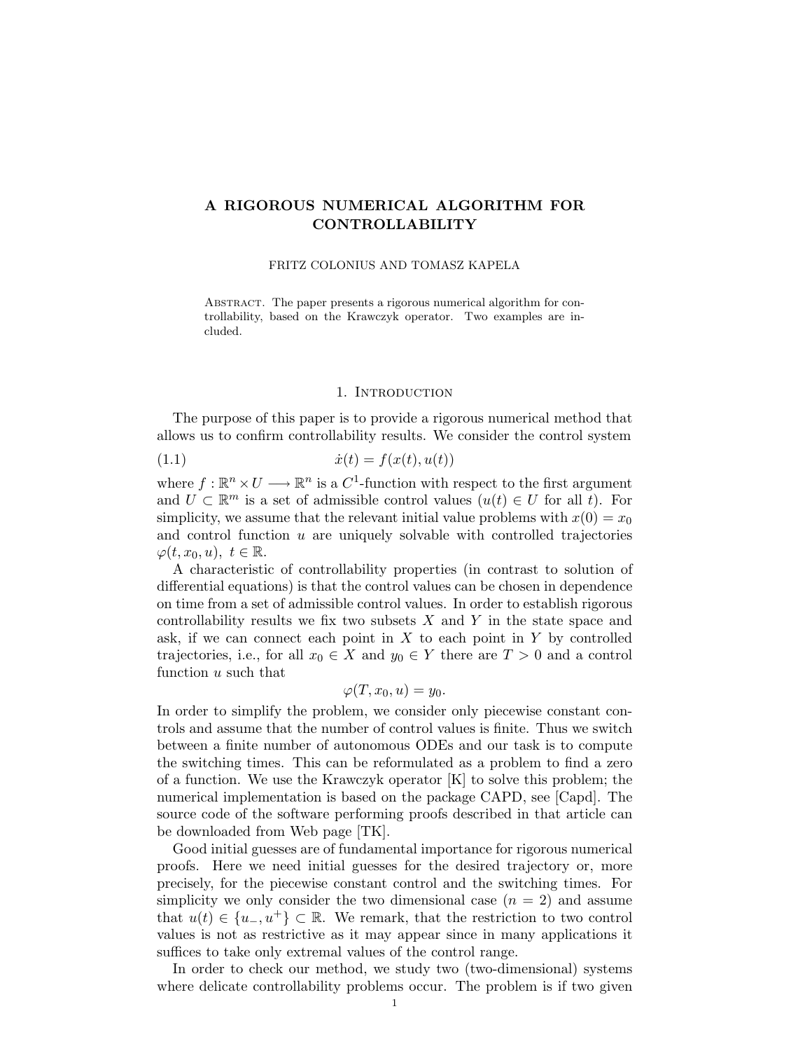# A RIGOROUS NUMERICAL ALGORITHM FOR CONTROLLABILITY

FRITZ COLONIUS AND TOMASZ KAPELA

Abstract. The paper presents a rigorous numerical algorithm for controllability, based on the Krawczyk operator. Two examples are included.

## 1. Introduction

The purpose of this paper is to provide a rigorous numerical method that allows us to confirm controllability results. We consider the control system

$$\dot{x}(t) = f(x(t), u(t)) \tag{1.1}$$

where $f : \mathbb{R}^n \times U \longrightarrow \mathbb{R}^n$ is a $C^1$-function with respect to the first argument and $U \subset \mathbb{R}^m$ is a set of admissible control values ($u(t) \in U$ for all $t$). For simplicity, we assume that the relevant initial value problems with $x(0) = x_0$ and control function $u$ are uniquely solvable with controlled trajectories $\varphi(t, x_0, u),\ t \in \mathbb{R}$.

A characteristic of controllability properties (in contrast to solution of differential equations) is that the control values can be chosen in dependence on time from a set of admissible control values. In order to establish rigorous controllability results we fix two subsets $X$ and $Y$ in the state space and ask, if we can connect each point in $X$ to each point in $Y$ by controlled trajectories, i.e., for all $x_0 \in X$ and $y_0 \in Y$ there are $T > 0$ and a control function $u$ such that

$$\varphi(T, x_0, u) = y_0.$$

In order to simplify the problem, we consider only piecewise constant controls and assume that the number of control values is finite. Thus we switch between a finite number of autonomous ODEs and our task is to compute the switching times. This can be reformulated as a problem to find a zero of a function. We use the Krawczyk operator [K] to solve this problem; the numerical implementation is based on the package CAPD, see [Capd]. The source code of the software performing proofs described in that article can be downloaded from Web page [TK].

Good initial guesses are of fundamental importance for rigorous numerical proofs. Here we need initial guesses for the desired trajectory or, more precisely, for the piecewise constant control and the switching times. For simplicity we only consider the two dimensional case ($n = 2$) and assume that $u(t) \in \{u_-, u^+\} \subset \mathbb{R}$. We remark, that the restriction to two control values is not as restrictive as it may appear since in many applications it suffices to take only extremal values of the control range.

In order to check our method, we study two (two-dimensional) systems where delicate controllability problems occur. The problem is if two given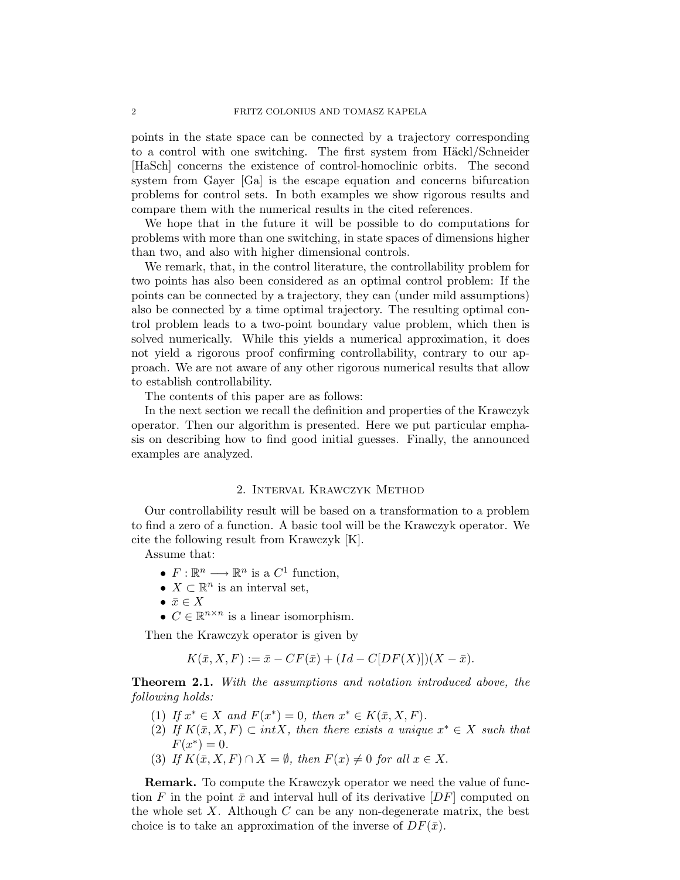points in the state space can be connected by a trajectory corresponding to a control with one switching. The first system from Häckl/Schneider [HaSch] concerns the existence of control-homoclinic orbits. The second system from Gayer [Ga] is the escape equation and concerns bifurcation problems for control sets. In both examples we show rigorous results and compare them with the numerical results in the cited references.

We hope that in the future it will be possible to do computations for problems with more than one switching, in state spaces of dimensions higher than two, and also with higher dimensional controls.

We remark, that, in the control literature, the controllability problem for two points has also been considered as an optimal control problem: If the points can be connected by a trajectory, they can (under mild assumptions) also be connected by a time optimal trajectory. The resulting optimal control problem leads to a two-point boundary value problem, which then is solved numerically. While this yields a numerical approximation, it does not yield a rigorous proof confirming controllability, contrary to our approach. We are not aware of any other rigorous numerical results that allow to establish controllability.

The contents of this paper are as follows:

In the next section we recall the definition and properties of the Krawczyk operator. Then our algorithm is presented. Here we put particular emphasis on describing how to find good initial guesses. Finally, the announced examples are analyzed.

## 2. Interval Krawczyk Method

Our controllability result will be based on a transformation to a problem to find a zero of a function. A basic tool will be the Krawczyk operator. We cite the following result from Krawczyk [K].

Assume that:

- $F : \mathbb{R}^n \longrightarrow \mathbb{R}^n$ is a $C^1$ function,
- $X \subset \mathbb{R}^n$ is an interval set,
- $\bar{x} \in X$
- $C \in \mathbb{R}^{n \times n}$ is a linear isomorphism.

Then the Krawczyk operator is given by

$$K(\bar{x}, X, F) := \bar{x} - CF(\bar{x}) + (Id - C[DF(X)])(X - \bar{x}).$$

**Theorem 2.1.** *With the assumptions and notation introduced above, the following holds:*

1. *If $x^* \in X$ and $F(x^*) = 0$, then $x^* \in K(\bar{x}, X, F)$.*
2. *If $K(\bar{x}, X, F) \subset intX$, then there exists a unique $x^* \in X$ such that $F(x^*) = 0$.*
3. *If $K(\bar{x}, X, F) \cap X = \emptyset$, then $F(x) \neq 0$ for all $x \in X$.*

**Remark.** To compute the Krawczyk operator we need the value of function $F$ in the point $\bar{x}$ and interval hull of its derivative $[DF]$ computed on the whole set $X$. Although $C$ can be any non-degenerate matrix, the best choice is to take an approximation of the inverse of $DF(\bar{x})$.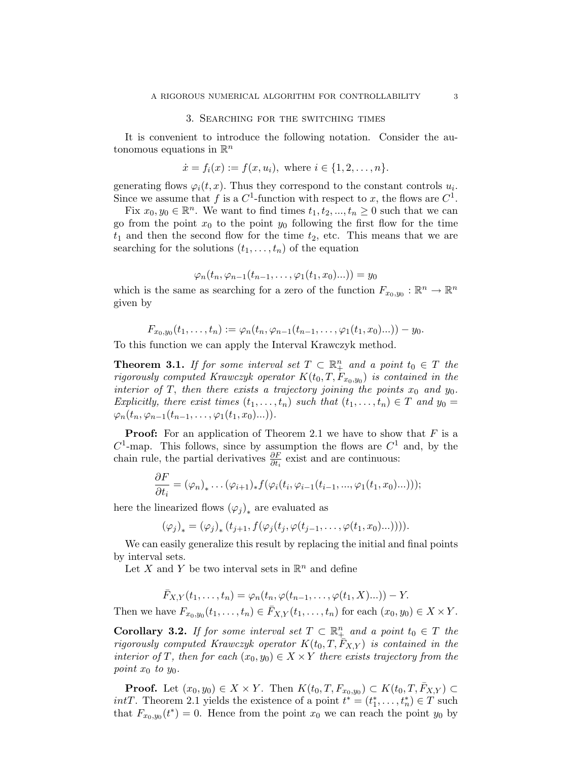## 3. Searching for the switching times

It is convenient to introduce the following notation. Consider the autonomous equations in $\mathbb{R}^n$

$$\dot{x} = f_i(x) := f(x, u_i), \text{ where } i \in \{1, 2, \ldots, n\}.$$

generating flows $\varphi_i(t, x)$. Thus they correspond to the constant controls $u_i$. Since we assume that $f$ is a $C^1$-function with respect to $x$, the flows are $C^1$.

Fix $x_0, y_0 \in \mathbb{R}^n$. We want to find times $t_1, t_2, ..., t_n \geq 0$ such that we can go from the point $x_0$ to the point $y_0$ following the first flow for the time $t_1$ and then the second flow for the time $t_2$, etc. This means that we are searching for the solutions $(t_1, \ldots, t_n)$ of the equation

$$\varphi_n(t_n, \varphi_{n-1}(t_{n-1}, \ldots, \varphi_1(t_1, x_0)...)) = y_0$$

which is the same as searching for a zero of the function $F_{x_0,y_0} : \mathbb{R}^n \to \mathbb{R}^n$ given by

$$F_{x_0,y_0}(t_1, \ldots, t_n) := \varphi_n(t_n, \varphi_{n-1}(t_{n-1}, \ldots, \varphi_1(t_1, x_0)...)) - y_0.$$

To this function we can apply the Interval Krawczyk method.

**Theorem 3.1.** *If for some interval set $T \subset \mathbb{R}^n_+$ and a point $t_0 \in T$ the rigorously computed Krawczyk operator $K(t_0, T, F_{x_0,y_0})$ is contained in the interior of $T$, then there exists a trajectory joining the points $x_0$ and $y_0$. Explicitly, there exist times $(t_1, \ldots, t_n)$ such that $(t_1, \ldots, t_n) \in T$ and $y_0 = \varphi_n(t_n, \varphi_{n-1}(t_{n-1}, \ldots, \varphi_1(t_1, x_0)...))$.*

**Proof:** For an application of Theorem 2.1 we have to show that $F$ is a $C^1$-map. This follows, since by assumption the flows are $C^1$ and, by the chain rule, the partial derivatives $\frac{\partial F}{\partial t_i}$ exist and are continuous:

$$\frac{\partial F}{\partial t_i} = (\varphi_n)_* \ldots (\varphi_{i+1})_* f(\varphi_i(t_i, \varphi_{i-1}(t_{i-1}, ..., \varphi_1(t_1, x_0)...)));$$

here the linearized flows $(\varphi_j)_*$ are evaluated as

$$(\varphi_j)_* = (\varphi_j)_* \left(t_{j+1}, f(\varphi_j(t_j, \varphi(t_{j-1}, \ldots, \varphi(t_1, x_0)...)))\right).$$

We can easily generalize this result by replacing the initial and final points by interval sets.

Let $X$ and $Y$ be two interval sets in $\mathbb{R}^n$ and define

$$\bar{F}_{X,Y}(t_1, \ldots, t_n) = \varphi_n(t_n, \varphi(t_{n-1}, \ldots, \varphi(t_1, X)...)) - Y.$$

Then we have $F_{x_0,y_0}(t_1, \ldots, t_n) \in \bar{F}_{X,Y}(t_1, \ldots, t_n)$ for each $(x_0, y_0) \in X \times Y$.

**Corollary 3.2.** *If for some interval set $T \subset \mathbb{R}^n_+$ and a point $t_0 \in T$ the rigorously computed Krawczyk operator $K(t_0, T, \bar{F}_{X,Y})$ is contained in the interior of $T$, then for each $(x_0, y_0) \in X \times Y$ there exists trajectory from the point $x_0$ to $y_0$.*

**Proof.** Let $(x_0, y_0) \in X \times Y$. Then $K(t_0, T, F_{x_0,y_0}) \subset K(t_0, T, \bar{F}_{X,Y}) \subset intT$. Theorem 2.1 yields the existence of a point $t^* = (t_1^*, \ldots, t_n^*) \in T$ such that $F_{x_0,y_0}(t^*) = 0$. Hence from the point $x_0$ we can reach the point $y_0$ by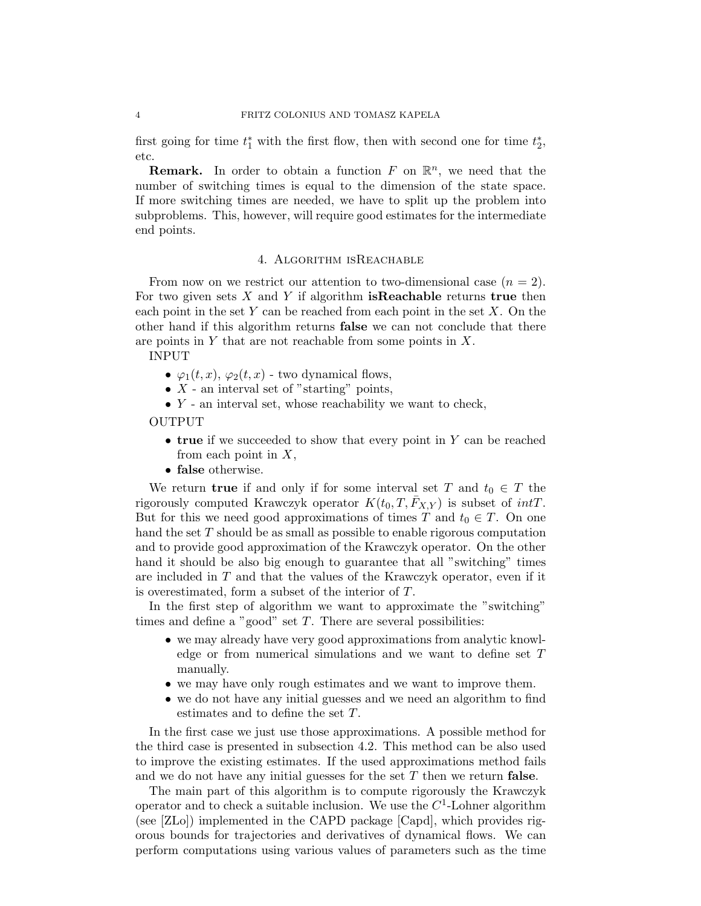first going for time $t_1^*$ with the first flow, then with second one for time $t_2^*$, etc.

**Remark.** In order to obtain a function $F$ on $\mathbb{R}^n$, we need that the number of switching times is equal to the dimension of the state space. If more switching times are needed, we have to split up the problem into subproblems. This, however, will require good estimates for the intermediate end points.

## 4. Algorithm isReachable

From now on we restrict our attention to two-dimensional case ($n = 2$). For two given sets $X$ and $Y$ if algorithm **isReachable** returns **true** then each point in the set $Y$ can be reached from each point in the set $X$. On the other hand if this algorithm returns **false** we can not conclude that there are points in $Y$ that are not reachable from some points in $X$.

INPUT

- $\varphi_1(t, x)$, $\varphi_2(t, x)$ - two dynamical flows,
- $X$ - an interval set of "starting" points,
- $Y$ - an interval set, whose reachability we want to check,

OUTPUT

- **true** if we succeeded to show that every point in $Y$ can be reached from each point in $X$,
- **false** otherwise.

We return **true** if and only if for some interval set $T$ and $t_0 \in T$ the rigorously computed Krawczyk operator $K(t_0, T, \bar{F}_{X,Y})$ is subset of $intT$. But for this we need good approximations of times $T$ and $t_0 \in T$. On one hand the set $T$ should be as small as possible to enable rigorous computation and to provide good approximation of the Krawczyk operator. On the other hand it should be also big enough to guarantee that all "switching" times are included in $T$ and that the values of the Krawczyk operator, even if it is overestimated, form a subset of the interior of $T$.

In the first step of algorithm we want to approximate the "switching" times and define a "good" set $T$. There are several possibilities:

- we may already have very good approximations from analytic knowledge or from numerical simulations and we want to define set $T$ manually.
- we may have only rough estimates and we want to improve them.
- we do not have any initial guesses and we need an algorithm to find estimates and to define the set $T$.

In the first case we just use those approximations. A possible method for the third case is presented in subsection 4.2. This method can be also used to improve the existing estimates. If the used approximations method fails and we do not have any initial guesses for the set $T$ then we return **false**.

The main part of this algorithm is to compute rigorously the Krawczyk operator and to check a suitable inclusion. We use the $C^1$-Lohner algorithm (see [ZLo]) implemented in the CAPD package [Capd], which provides rigorous bounds for trajectories and derivatives of dynamical flows. We can perform computations using various values of parameters such as the time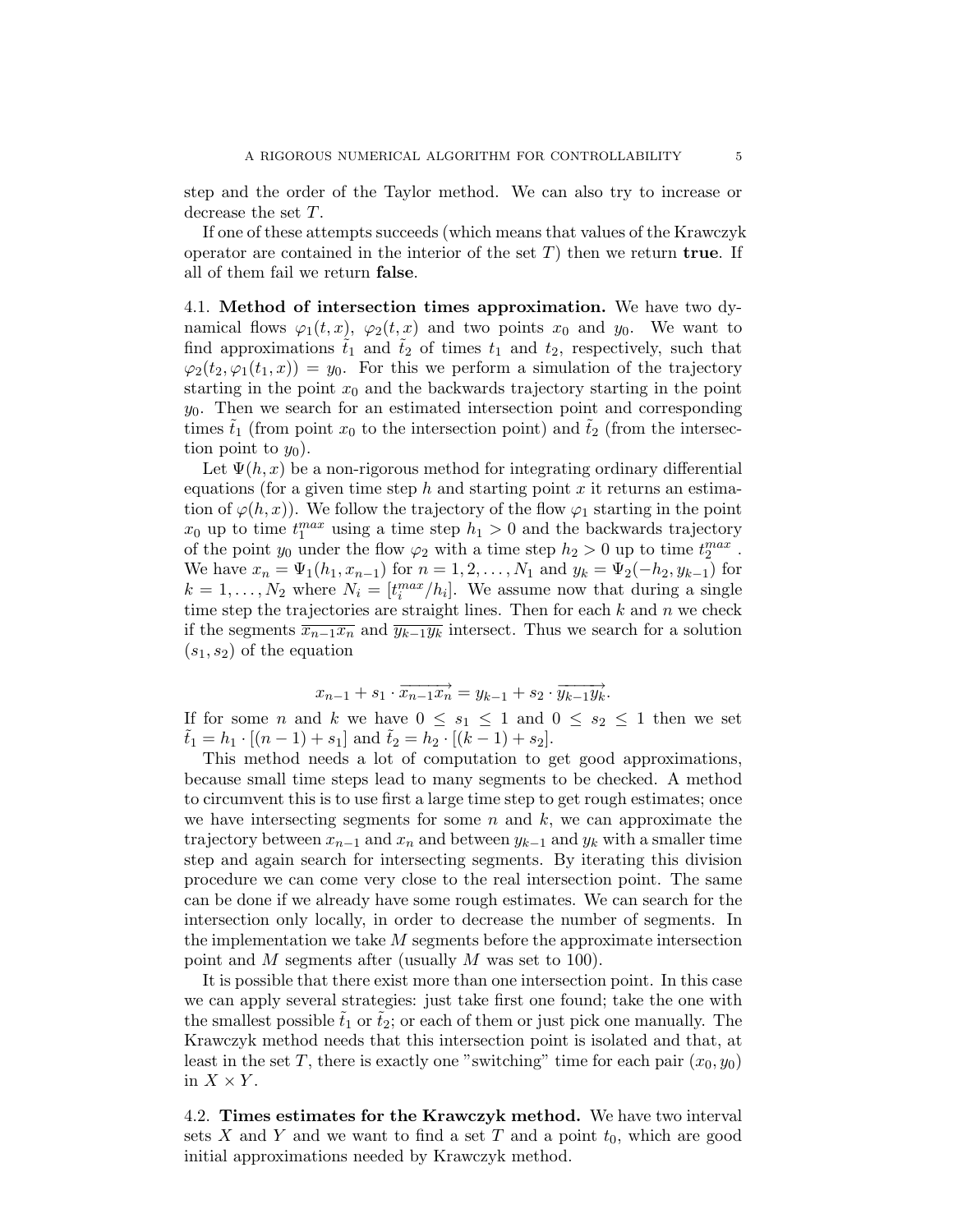step and the order of the Taylor method. We can also try to increase or decrease the set $T$.

If one of these attempts succeeds (which means that values of the Krawczyk operator are contained in the interior of the set $T$) then we return **true**. If all of them fail we return **false**.

### 4.1. Method of intersection times approximation.

We have two dynamical flows $\varphi_1(t,x)$, $\varphi_2(t,x)$ and two points $x_0$ and $y_0$. We want to find approximations $\tilde{t}_1$ and $\tilde{t}_2$ of times $t_1$ and $t_2$, respectively, such that $\varphi_2(t_2, \varphi_1(t_1, x)) = y_0$. For this we perform a simulation of the trajectory starting in the point $x_0$ and the backwards trajectory starting in the point $y_0$. Then we search for an estimated intersection point and corresponding times $\tilde{t}_1$ (from point $x_0$ to the intersection point) and $\tilde{t}_2$ (from the intersection point to $y_0$).

Let $\Psi(h,x)$ be a non-rigorous method for integrating ordinary differential equations (for a given time step $h$ and starting point $x$ it returns an estimation of $\varphi(h,x)$). We follow the trajectory of the flow $\varphi_1$ starting in the point $x_0$ up to time $t_1^{max}$ using a time step $h_1 > 0$ and the backwards trajectory of the point $y_0$ under the flow $\varphi_2$ with a time step $h_2 > 0$ up to time $t_2^{max}$. We have $x_n = \Psi_1(h_1, x_{n-1})$ for $n = 1, 2, \ldots, N_1$ and $y_k = \Psi_2(-h_2, y_{k-1})$ for $k = 1, \ldots, N_2$ where $N_i = [t_i^{max}/h_i]$. We assume now that during a single time step the trajectories are straight lines. Then for each $k$ and $n$ we check if the segments $\overline{x_{n-1}x_n}$ and $\overline{y_{k-1}y_k}$ intersect. Thus we search for a solution $(s_1, s_2)$ of the equation

$$x_{n-1} + s_1 \cdot \overrightarrow{x_{n-1}x_n} = y_{k-1} + s_2 \cdot \overrightarrow{y_{k-1}y_k}.$$

If for some $n$ and $k$ we have $0 \leq s_1 \leq 1$ and $0 \leq s_2 \leq 1$ then we set $\tilde{t}_1 = h_1 \cdot [(n-1) + s_1]$ and $\tilde{t}_2 = h_2 \cdot [(k-1) + s_2]$.

This method needs a lot of computation to get good approximations, because small time steps lead to many segments to be checked. A method to circumvent this is to use first a large time step to get rough estimates; once we have intersecting segments for some $n$ and $k$, we can approximate the trajectory between $x_{n-1}$ and $x_n$ and between $y_{k-1}$ and $y_k$ with a smaller time step and again search for intersecting segments. By iterating this division procedure we can come very close to the real intersection point. The same can be done if we already have some rough estimates. We can search for the intersection only locally, in order to decrease the number of segments. In the implementation we take $M$ segments before the approximate intersection point and $M$ segments after (usually $M$ was set to 100).

It is possible that there exist more than one intersection point. In this case we can apply several strategies: just take first one found; take the one with the smallest possible $\tilde{t}_1$ or $\tilde{t}_2$; or each of them or just pick one manually. The Krawczyk method needs that this intersection point is isolated and that, at least in the set $T$, there is exactly one "switching" time for each pair $(x_0, y_0)$ in $X \times Y$.

### 4.2. Times estimates for the Krawczyk method.

We have two interval sets $X$ and $Y$ and we want to find a set $T$ and a point $t_0$, which are good initial approximations needed by Krawczyk method.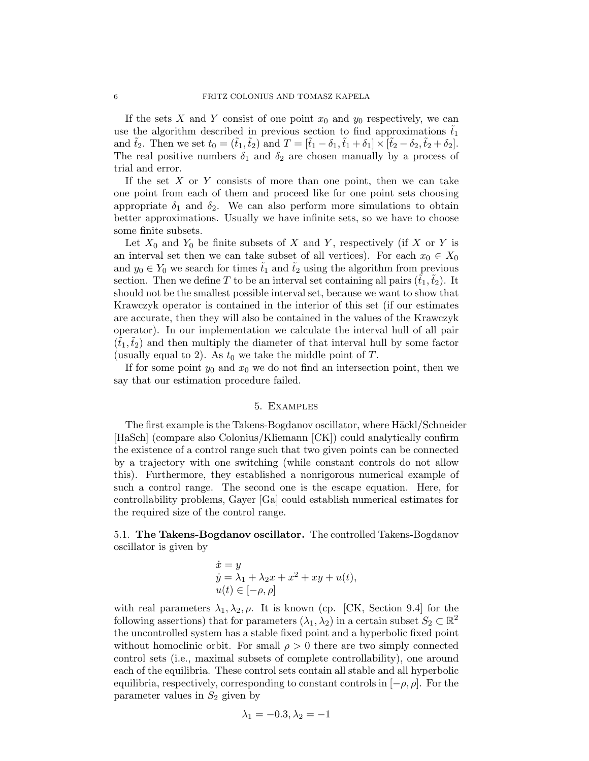If the sets $X$ and $Y$ consist of one point $x_0$ and $y_0$ respectively, we can use the algorithm described in previous section to find approximations $\tilde{t}_1$ and $\tilde{t}_2$. Then we set $t_0 = (\tilde{t}_1, \tilde{t}_2)$ and $T = [\tilde{t}_1 - \delta_1, \tilde{t}_1 + \delta_1] \times [\tilde{t}_2 - \delta_2, \tilde{t}_2 + \delta_2]$. The real positive numbers $\delta_1$ and $\delta_2$ are chosen manually by a process of trial and error.

If the set $X$ or $Y$ consists of more than one point, then we can take one point from each of them and proceed like for one point sets choosing appropriate $\delta_1$ and $\delta_2$. We can also perform more simulations to obtain better approximations. Usually we have infinite sets, so we have to choose some finite subsets.

Let $X_0$ and $Y_0$ be finite subsets of $X$ and $Y$, respectively (if $X$ or $Y$ is an interval set then we can take subset of all vertices). For each $x_0 \in X_0$ and $y_0 \in Y_0$ we search for times $\tilde{t}_1$ and $\tilde{t}_2$ using the algorithm from previous section. Then we define $T$ to be an interval set containing all pairs $(\tilde{t}_1, \tilde{t}_2)$. It should not be the smallest possible interval set, because we want to show that Krawczyk operator is contained in the interior of this set (if our estimates are accurate, then they will also be contained in the values of the Krawczyk operator). In our implementation we calculate the interval hull of all pair $(\tilde{t}_1, \tilde{t}_2)$ and then multiply the diameter of that interval hull by some factor (usually equal to 2). As $t_0$ we take the middle point of $T$.

If for some point $y_0$ and $x_0$ we do not find an intersection point, then we say that our estimation procedure failed.

## 5. Examples

The first example is the Takens-Bogdanov oscillator, where Häckl/Schneider [HaSch] (compare also Colonius/Kliemann [CK]) could analytically confirm the existence of a control range such that two given points can be connected by a trajectory with one switching (while constant controls do not allow this). Furthermore, they established a nonrigorous numerical example of such a control range. The second one is the escape equation. Here, for controllability problems, Gayer [Ga] could establish numerical estimates for the required size of the control range.

### 5.1. The Takens-Bogdanov oscillator.

The controlled Takens-Bogdanov oscillator is given by

$$
\begin{aligned}
&\dot{x} = y \\
&\dot{y} = \lambda_1 + \lambda_2 x + x^2 + xy + u(t), \\
&u(t) \in [-\rho, \rho]
\end{aligned}
$$

with real parameters $\lambda_1, \lambda_2, \rho$. It is known (cp. [CK, Section 9.4] for the following assertions) that for parameters $(\lambda_1, \lambda_2)$ in a certain subset $S_2 \subset \mathbb{R}^2$ the uncontrolled system has a stable fixed point and a hyperbolic fixed point without homoclinic orbit. For small $\rho > 0$ there are two simply connected control sets (i.e., maximal subsets of complete controllability), one around each of the equilibria. These control sets contain all stable and all hyperbolic equilibria, respectively, corresponding to constant controls in $[-\rho, \rho]$. For the parameter values in $S_2$ given by

$$
\lambda_1 = -0.3, \lambda_2 = -1
$$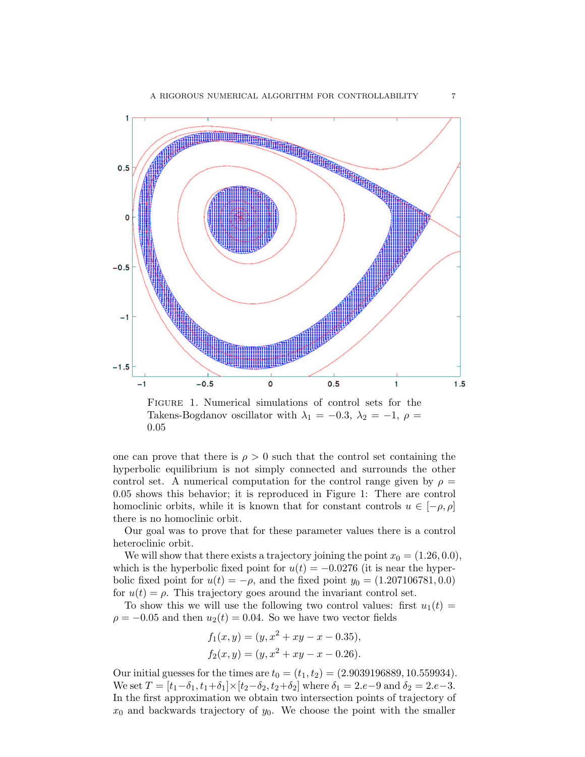FIGURE 1. Numerical simulations of control sets for the Takens-Bogdanov oscillator with $\lambda_1 = -0.3$, $\lambda_2 = -1$, $\rho = 0.05$

one can prove that there is $\rho > 0$ such that the control set containing the hyperbolic equilibrium is not simply connected and surrounds the other control set. A numerical computation for the control range given by $\rho = 0.05$ shows this behavior; it is reproduced in Figure 1: There are control homoclinic orbits, while it is known that for constant controls $u \in [-\rho, \rho]$ there is no homoclinic orbit.

Our goal was to prove that for these parameter values there is a control heteroclinic orbit.

We will show that there exists a trajectory joining the point $x_0 = (1.26, 0.0)$, which is the hyperbolic fixed point for $u(t) = -0.0276$ (it is near the hyperbolic fixed point for $u(t) = -\rho$, and the fixed point $y_0 = (1.207106781, 0.0)$ for $u(t) = \rho$. This trajectory goes around the invariant control set.

To show this we will use the following two control values: first $u_1(t) = \rho = -0.05$ and then $u_2(t) = 0.04$. So we have two vector fields

$$f_1(x, y) = (y, x^2 + xy - x - 0.35),$$
$$f_2(x, y) = (y, x^2 + xy - x - 0.26).$$

Our initial guesses for the times are $t_0 = (t_1, t_2) = (2.9039196889, 10.559934)$. We set $T = [t_1 - \delta_1, t_1 + \delta_1] \times [t_2 - \delta_2, t_2 + \delta_2]$ where $\delta_1 = 2.e{-}9$ and $\delta_2 = 2.e{-}3$. In the first approximation we obtain two intersection points of trajectory of $x_0$ and backwards trajectory of $y_0$. We choose the point with the smaller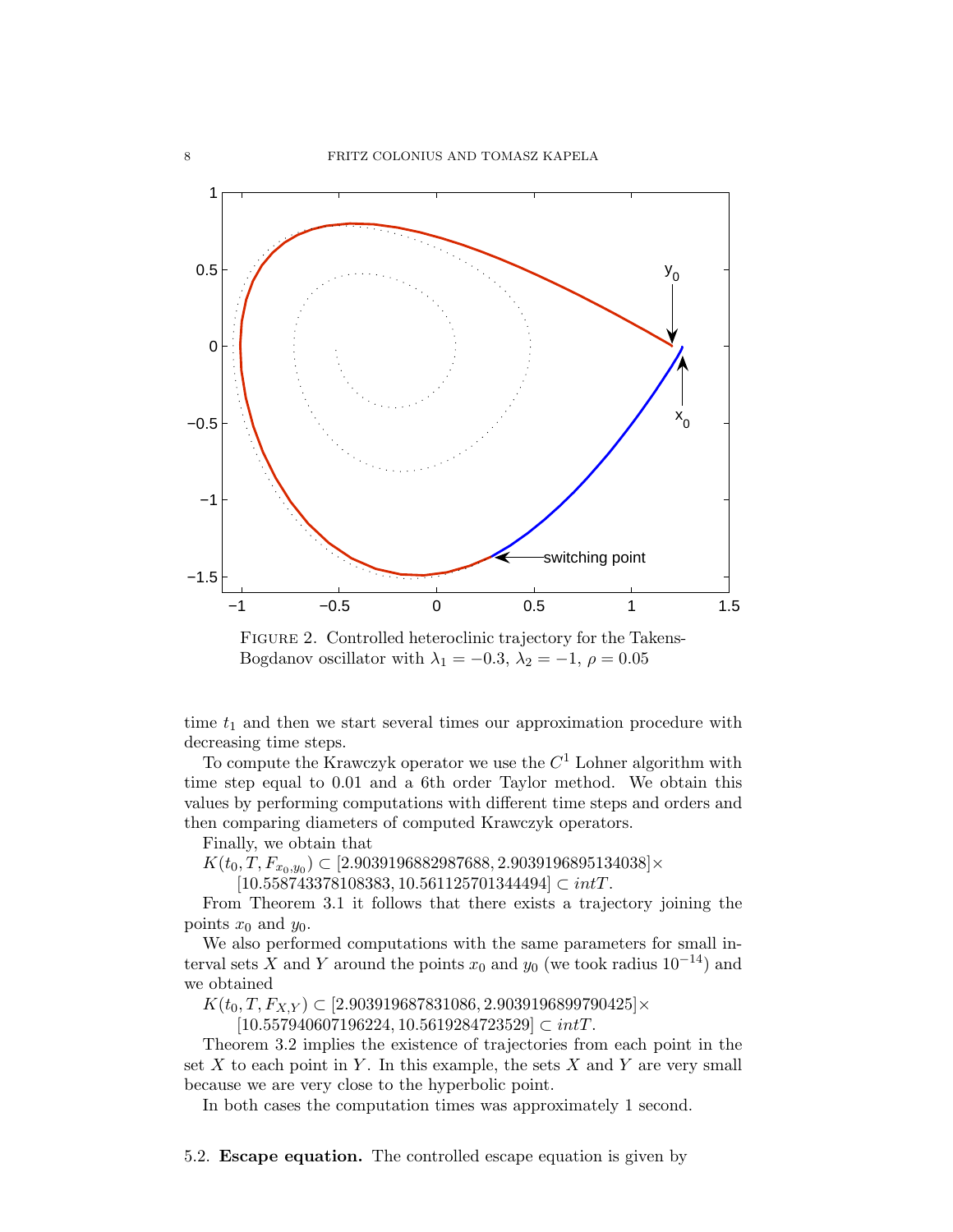FIGURE 2. Controlled heteroclinic trajectory for the Takens-Bogdanov oscillator with $\lambda_1 = -0.3$, $\lambda_2 = -1$, $\rho = 0.05$

time $t_1$ and then we start several times our approximation procedure with decreasing time steps.

To compute the Krawczyk operator we use the $C^1$ Lohner algorithm with time step equal to 0.01 and a 6th order Taylor method. We obtain this values by performing computations with different time steps and orders and then comparing diameters of computed Krawczyk operators.

Finally, we obtain that

$$K(t_0, T, F_{x_0,y_0}) \subset [2.9039196882987688, 2.9039196895134038] \times [10.558743378108383, 10.561125701344494] \subset intT.$$

From Theorem 3.1 it follows that there exists a trajectory joining the points $x_0$ and $y_0$.

We also performed computations with the same parameters for small interval sets $X$ and $Y$ around the points $x_0$ and $y_0$ (we took radius $10^{-14}$) and we obtained

$$K(t_0, T, F_{X,Y}) \subset [2.903919687831086, 2.9039196899790425] \times [10.557940607196224, 10.5619284723529] \subset intT.$$

Theorem 3.2 implies the existence of trajectories from each point in the set $X$ to each point in $Y$. In this example, the sets $X$ and $Y$ are very small because we are very close to the hyperbolic point.

In both cases the computation times was approximately 1 second.

5.2. **Escape equation.** The controlled escape equation is given by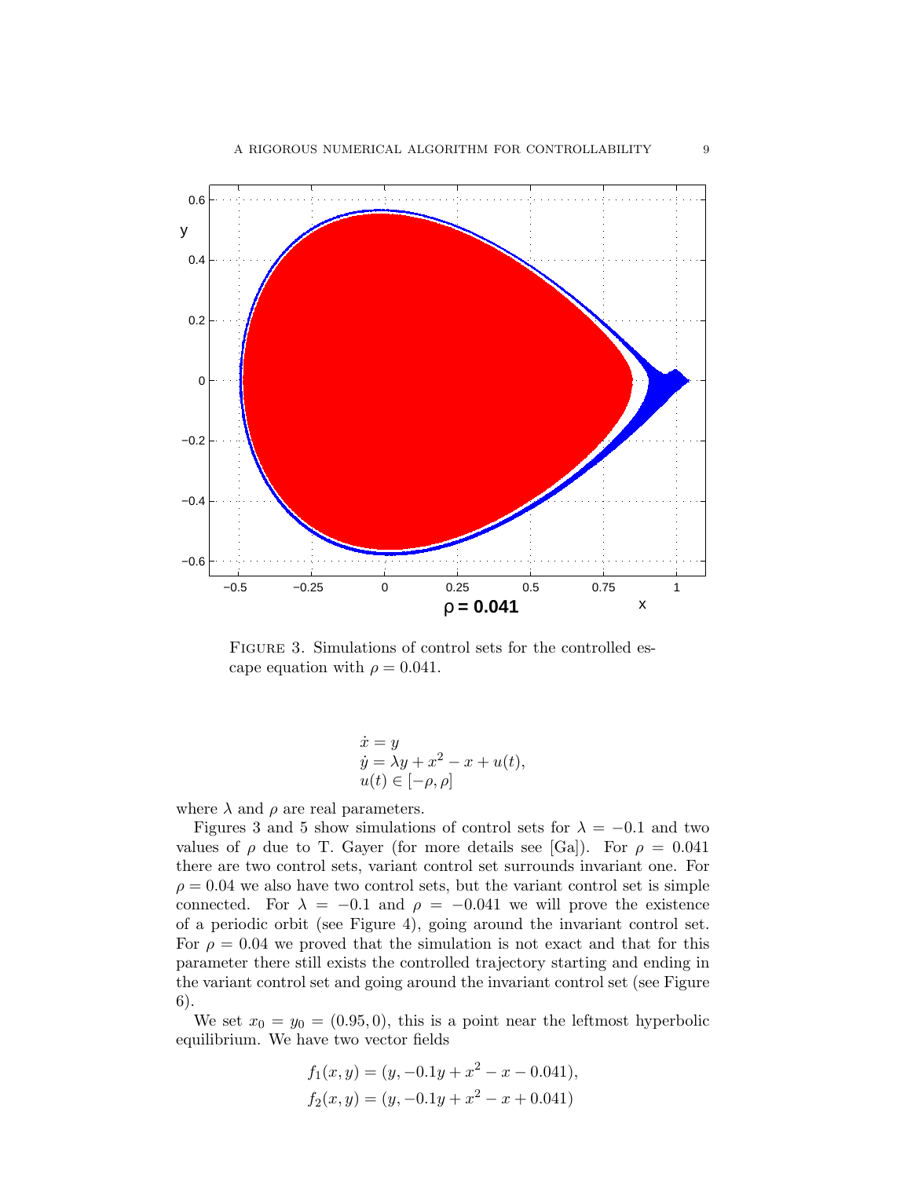FIGURE 3. Simulations of control sets for the controlled escape equation with $\rho = 0.041$.

$$
\begin{aligned}
\dot{x} &= y \\
\dot{y} &= \lambda y + x^2 - x + u(t), \\
u(t) &\in [-\rho, \rho]
\end{aligned}
$$

where $\lambda$ and $\rho$ are real parameters.

Figures 3 and 5 show simulations of control sets for $\lambda = -0.1$ and two values of $\rho$ due to T. Gayer (for more details see [Ga]). For $\rho = 0.041$ there are two control sets, variant control set surrounds invariant one. For $\rho = 0.04$ we also have two control sets, but the variant control set is simple connected. For $\lambda = -0.1$ and $\rho = -0.041$ we will prove the existence of a periodic orbit (see Figure 4), going around the invariant control set. For $\rho = 0.04$ we proved that the simulation is not exact and that for this parameter there still exists the controlled trajectory starting and ending in the variant control set and going around the invariant control set (see Figure 6).

We set $x_0 = y_0 = (0.95, 0)$, this is a point near the leftmost hyperbolic equilibrium. We have two vector fields

$$
\begin{aligned}
f_1(x, y) &= (y, -0.1y + x^2 - x - 0.041), \\
f_2(x, y) &= (y, -0.1y + x^2 - x + 0.041)
\end{aligned}
$$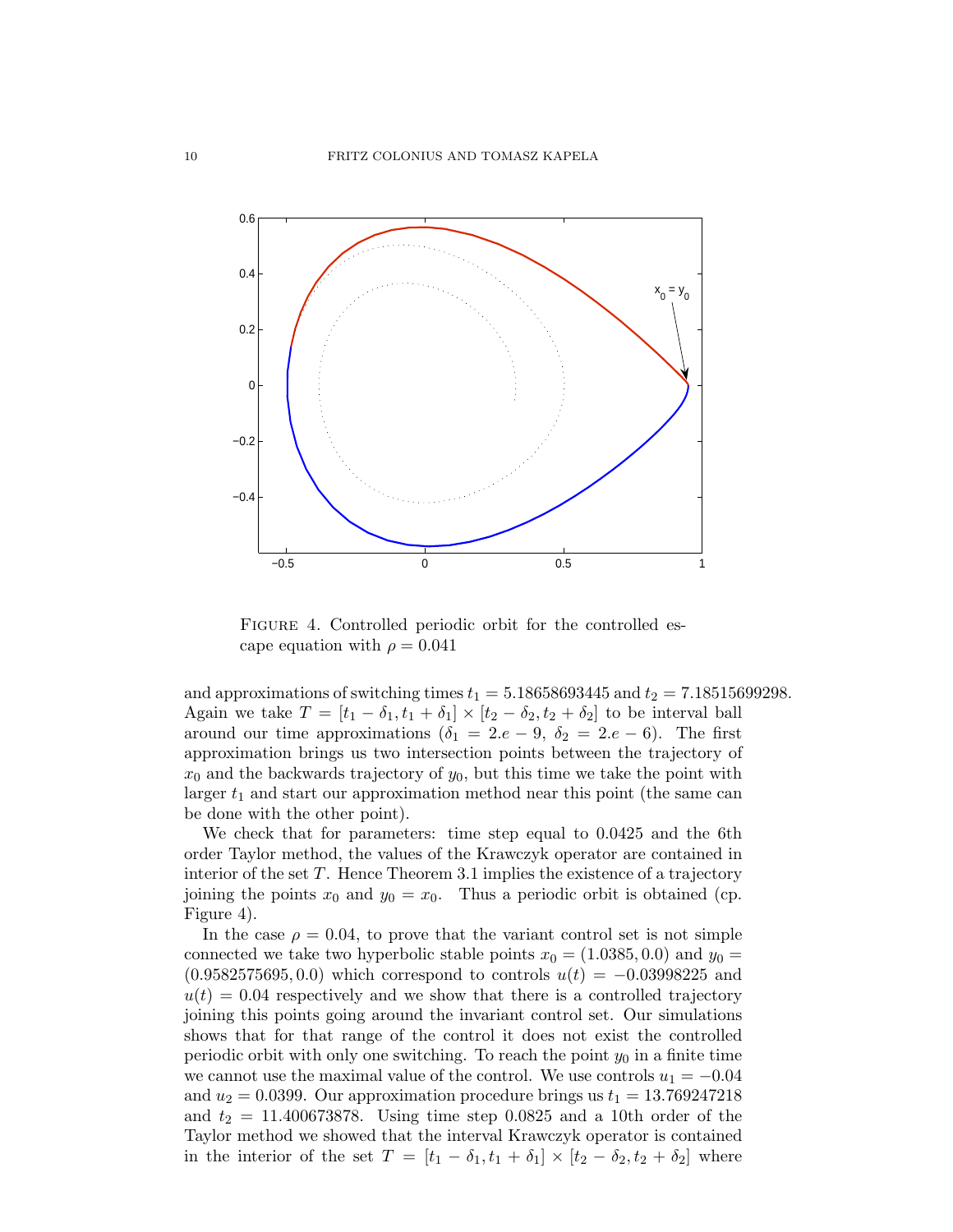FIGURE 4. Controlled periodic orbit for the controlled escape equation with $\rho = 0.041$

and approximations of switching times $t_1 = 5.18658693445$ and $t_2 = 7.18515699298$. Again we take $T = [t_1 - \delta_1, t_1 + \delta_1] \times [t_2 - \delta_2, t_2 + \delta_2]$ to be interval ball around our time approximations ($\delta_1 = 2.e-9$, $\delta_2 = 2.e-6$). The first approximation brings us two intersection points between the trajectory of $x_0$ and the backwards trajectory of $y_0$, but this time we take the point with larger $t_1$ and start our approximation method near this point (the same can be done with the other point).

We check that for parameters: time step equal to 0.0425 and the 6th order Taylor method, the values of the Krawczyk operator are contained in interior of the set $T$. Hence Theorem 3.1 implies the existence of a trajectory joining the points $x_0$ and $y_0 = x_0$. Thus a periodic orbit is obtained (cp. Figure 4).

In the case $\rho = 0.04$, to prove that the variant control set is not simple connected we take two hyperbolic stable points $x_0 = (1.0385, 0.0)$ and $y_0 = (0.9582575695, 0.0)$ which correspond to controls $u(t) = -0.03998225$ and $u(t) = 0.04$ respectively and we show that there is a controlled trajectory joining this points going around the invariant control set. Our simulations shows that for that range of the control it does not exist the controlled periodic orbit with only one switching. To reach the point $y_0$ in a finite time we cannot use the maximal value of the control. We use controls $u_1 = -0.04$ and $u_2 = 0.0399$. Our approximation procedure brings us $t_1 = 13.769247218$ and $t_2 = 11.400673878$. Using time step 0.0825 and a 10th order of the Taylor method we showed that the interval Krawczyk operator is contained in the interior of the set $T = [t_1 - \delta_1, t_1 + \delta_1] \times [t_2 - \delta_2, t_2 + \delta_2]$ where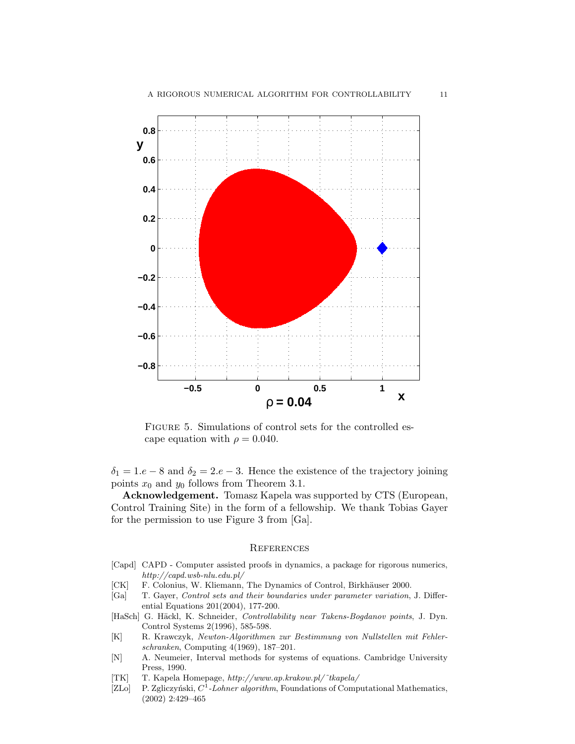Figure 5. Simulations of control sets for the controlled escape equation with $\rho = 0.040$.

$\delta_1 = 1.e-8$ and $\delta_2 = 2.e-3$. Hence the existence of the trajectory joining points $x_0$ and $y_0$ follows from Theorem 3.1.

**Acknowledgement.** Tomasz Kapela was supported by CTS (European, Control Training Site) in the form of a fellowship. We thank Tobias Gayer for the permission to use Figure 3 from [Ga].

## References

[Capd] CAPD - Computer assisted proofs in dynamics, a package for rigorous numerics, *http://capd.wsb-nlu.edu.pl/*

[CK] F. Colonius, W. Kliemann, The Dynamics of Control, Birkhäuser 2000.

[Ga] T. Gayer, *Control sets and their boundaries under parameter variation*, J. Differential Equations 201(2004), 177-200.

[HaSch] G. Häckl, K. Schneider, *Controllability near Takens-Bogdanov points*, J. Dyn. Control Systems 2(1996), 585-598.

[K] R. Krawczyk, *Newton-Algorithmen zur Bestimmung von Nullstellen mit Fehlerschranken*, Computing 4(1969), 187–201.

[N] A. Neumeier, Interval methods for systems of equations. Cambridge University Press, 1990.

[TK] T. Kapela Homepage, *http://www.ap.krakow.pl/~tkapela/*

[ZLo] P. Zgliczyński, $C^1$-*Lohner algorithm*, Foundations of Computational Mathematics, (2002) 2:429–465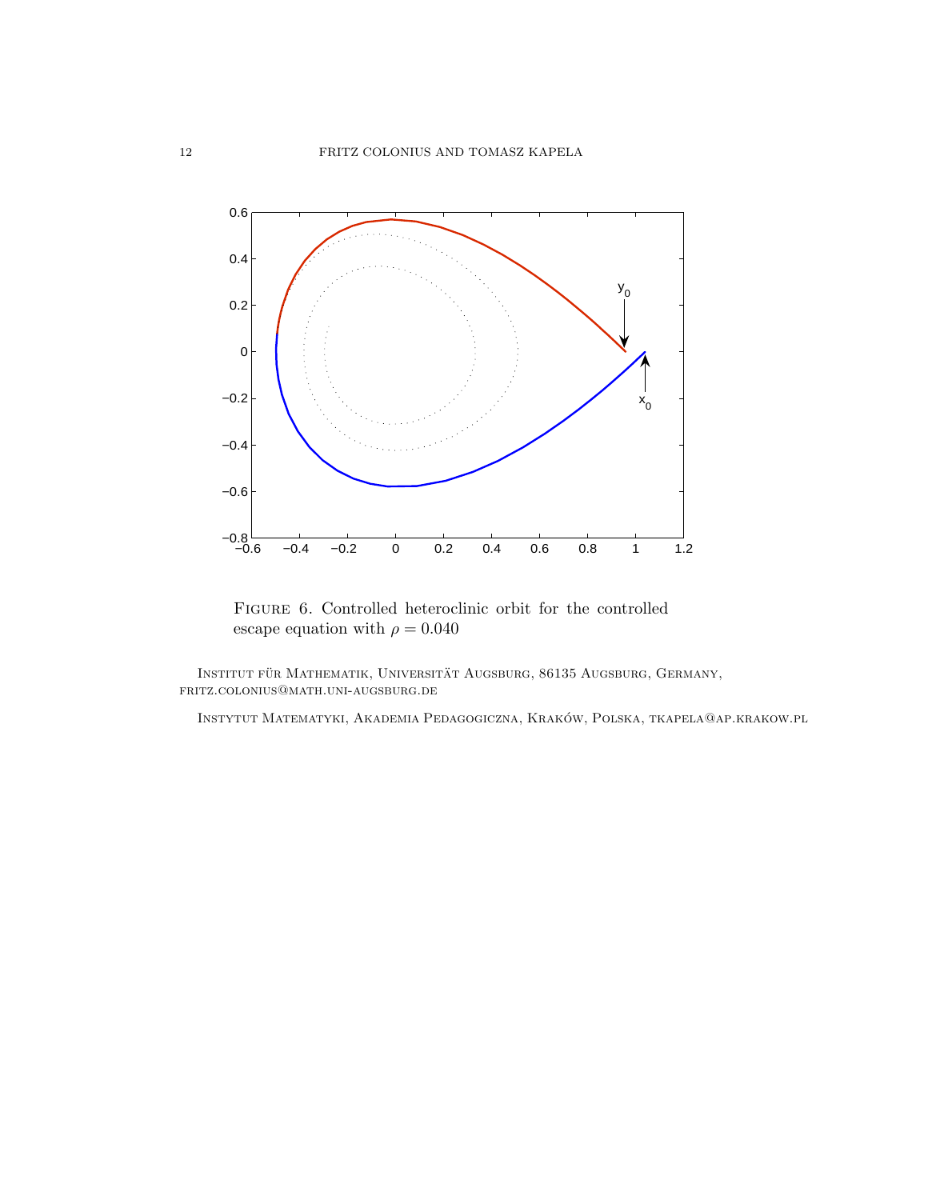0.6
0.4
0.2
0
−0.2
−0.4
−0.6
−0.8
−0.6 −0.4 −0.2 0 0.2 0.4 0.6 0.8 1 1.2
$y_0$
$x_0$

Figure 6. Controlled heteroclinic orbit for the controlled escape equation with $\rho = 0.040$

Institut für Mathematik, Universität Augsburg, 86135 Augsburg, Germany, fritz.colonius@math.uni-augsburg.de

Instytut Matematyki, Akademia Pedagogiczna, Kraków, Polska, tkapela@ap.krakow.pl